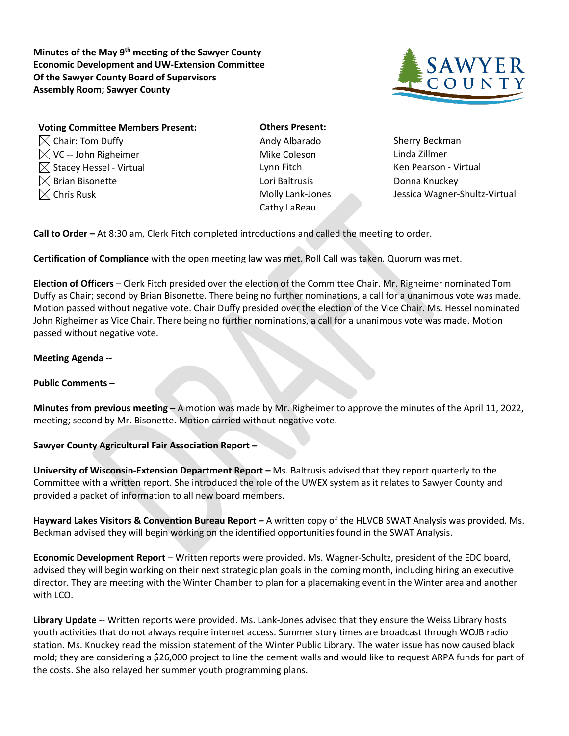**Minutes of the May 9th meeting of the Sawyer County Economic Development and UW-Extension Committee Of the Sawyer County Board of Supervisors Assembly Room; Sawyer County**

**Voting Committee Members Present:**

- ☒ Chair: Tom Duffy
- ☒ VC -- John Righeimer
- ☒ Stacey Hessel - Virtual
- ☒ Brian Bisonette
- ☒ Chris Rusk

**Others Present:**

Andy Albarado
Mike Coleson
Lynn Fitch
Lori Baltrusis
Molly Lank-Jones
Cathy LaReau
Sherry Beckman
Linda Zillmer
Ken Pearson - Virtual
Donna Knuckey
Jessica Wagner-Shultz-Virtual

**Call to Order –** At 8:30 am, Clerk Fitch completed introductions and called the meeting to order.

**Certification of Compliance** with the open meeting law was met. Roll Call was taken. Quorum was met.

**Election of Officers** – Clerk Fitch presided over the election of the Committee Chair. Mr. Righeimer nominated Tom Duffy as Chair; second by Brian Bisonette. There being no further nominations, a call for a unanimous vote was made. Motion passed without negative vote. Chair Duffy presided over the election of the Vice Chair. Ms. Hessel nominated John Righeimer as Vice Chair. There being no further nominations, a call for a unanimous vote was made. Motion passed without negative vote.

**Meeting Agenda --**

**Public Comments –**

**Minutes from previous meeting –** A motion was made by Mr. Righeimer to approve the minutes of the April 11, 2022, meeting; second by Mr. Bisonette. Motion carried without negative vote.

**Sawyer County Agricultural Fair Association Report –**

**University of Wisconsin-Extension Department Report –** Ms. Baltrusis advised that they report quarterly to the Committee with a written report. She introduced the role of the UWEX system as it relates to Sawyer County and provided a packet of information to all new board members.

**Hayward Lakes Visitors & Convention Bureau Report –** A written copy of the HLVCB SWAT Analysis was provided. Ms. Beckman advised they will begin working on the identified opportunities found in the SWAT Analysis.

**Economic Development Report** – Written reports were provided. Ms. Wagner-Schultz, president of the EDC board, advised they will begin working on their next strategic plan goals in the coming month, including hiring an executive director. They are meeting with the Winter Chamber to plan for a placemaking event in the Winter area and another with LCO.

**Library Update** -- Written reports were provided. Ms. Lank-Jones advised that they ensure the Weiss Library hosts youth activities that do not always require internet access. Summer story times are broadcast through WOJB radio station. Ms. Knuckey read the mission statement of the Winter Public Library. The water issue has now caused black mold; they are considering a $26,000 project to line the cement walls and would like to request ARPA funds for part of the costs. She also relayed her summer youth programming plans.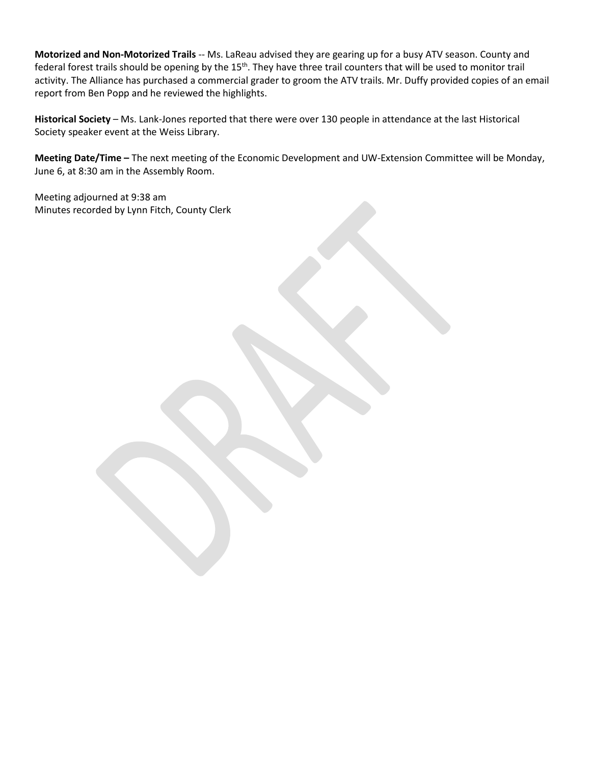**Motorized and Non-Motorized Trails** -- Ms. LaReau advised they are gearing up for a busy ATV season. County and federal forest trails should be opening by the 15th. They have three trail counters that will be used to monitor trail activity. The Alliance has purchased a commercial grader to groom the ATV trails. Mr. Duffy provided copies of an email report from Ben Popp and he reviewed the highlights.

**Historical Society** – Ms. Lank-Jones reported that there were over 130 people in attendance at the last Historical Society speaker event at the Weiss Library.

**Meeting Date/Time –** The next meeting of the Economic Development and UW-Extension Committee will be Monday, June 6, at 8:30 am in the Assembly Room.

Meeting adjourned at 9:38 am
Minutes recorded by Lynn Fitch, County Clerk